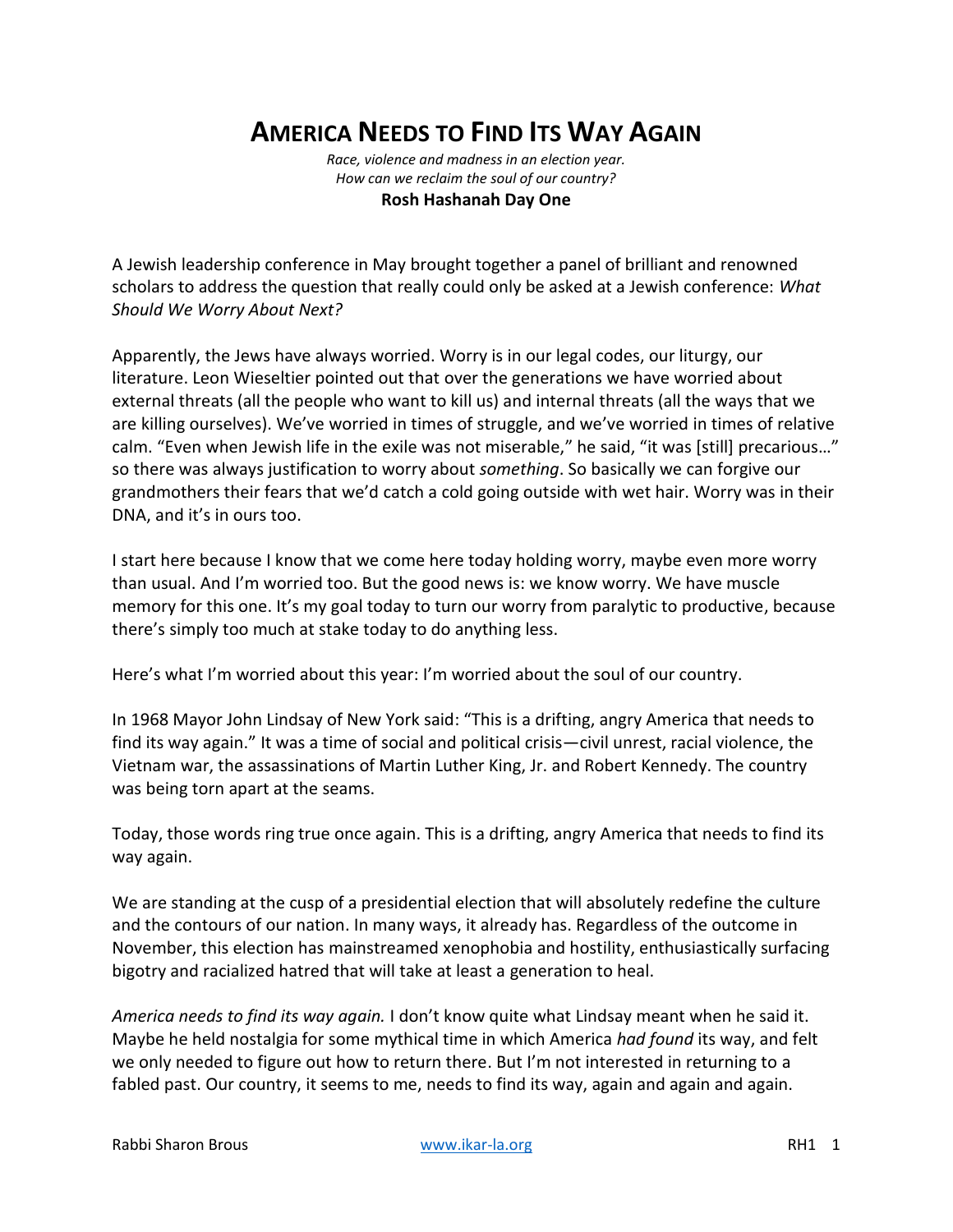# America Needs to Find Its Way Again

*Race, violence and madness in an election year.*
*How can we reclaim the soul of our country?*
**Rosh Hashanah Day One**

A Jewish leadership conference in May brought together a panel of brilliant and renowned scholars to address the question that really could only be asked at a Jewish conference: *What Should We Worry About Next?*

Apparently, the Jews have always worried. Worry is in our legal codes, our liturgy, our literature. Leon Wieseltier pointed out that over the generations we have worried about external threats (all the people who want to kill us) and internal threats (all the ways that we are killing ourselves). We've worried in times of struggle, and we've worried in times of relative calm. "Even when Jewish life in the exile was not miserable," he said, "it was [still] precarious…" so there was always justification to worry about *something*. So basically we can forgive our grandmothers their fears that we'd catch a cold going outside with wet hair. Worry was in their DNA, and it's in ours too.

I start here because I know that we come here today holding worry, maybe even more worry than usual. And I'm worried too. But the good news is: we know worry. We have muscle memory for this one. It's my goal today to turn our worry from paralytic to productive, because there's simply too much at stake today to do anything less.

Here's what I'm worried about this year: I'm worried about the soul of our country.

In 1968 Mayor John Lindsay of New York said: "This is a drifting, angry America that needs to find its way again." It was a time of social and political crisis—civil unrest, racial violence, the Vietnam war, the assassinations of Martin Luther King, Jr. and Robert Kennedy. The country was being torn apart at the seams.

Today, those words ring true once again. This is a drifting, angry America that needs to find its way again.

We are standing at the cusp of a presidential election that will absolutely redefine the culture and the contours of our nation. In many ways, it already has. Regardless of the outcome in November, this election has mainstreamed xenophobia and hostility, enthusiastically surfacing bigotry and racialized hatred that will take at least a generation to heal.

*America needs to find its way again.* I don't know quite what Lindsay meant when he said it. Maybe he held nostalgia for some mythical time in which America *had found* its way, and felt we only needed to figure out how to return there. But I'm not interested in returning to a fabled past. Our country, it seems to me, needs to find its way, again and again and again.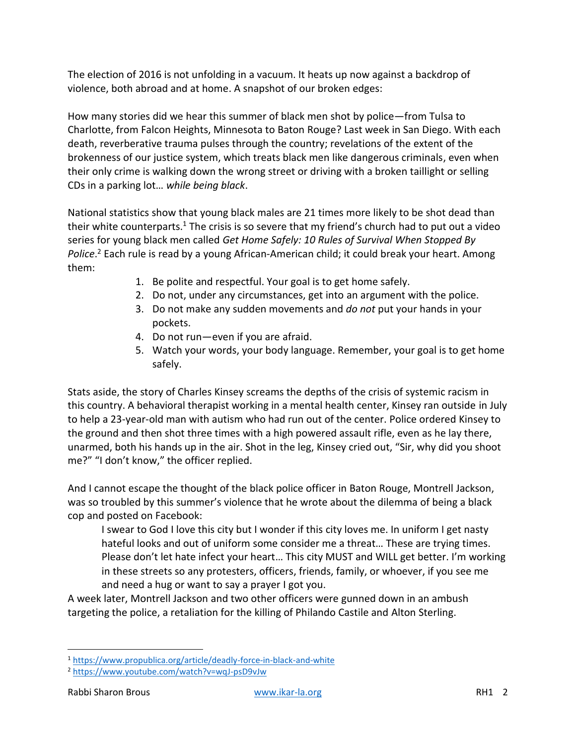The election of 2016 is not unfolding in a vacuum. It heats up now against a backdrop of violence, both abroad and at home. A snapshot of our broken edges:

How many stories did we hear this summer of black men shot by police—from Tulsa to Charlotte, from Falcon Heights, Minnesota to Baton Rouge? Last week in San Diego. With each death, reverberative trauma pulses through the country; revelations of the extent of the brokenness of our justice system, which treats black men like dangerous criminals, even when their only crime is walking down the wrong street or driving with a broken taillight or selling CDs in a parking lot… *while being black*.

National statistics show that young black males are 21 times more likely to be shot dead than their white counterparts.[1] The crisis is so severe that my friend's church had to put out a video series for young black men called *Get Home Safely: 10 Rules of Survival When Stopped By Police*.[2] Each rule is read by a young African-American child; it could break your heart. Among them:

1. Be polite and respectful. Your goal is to get home safely.
2. Do not, under any circumstances, get into an argument with the police.
3. Do not make any sudden movements and *do not* put your hands in your pockets.
4. Do not run—even if you are afraid.
5. Watch your words, your body language. Remember, your goal is to get home safely.

Stats aside, the story of Charles Kinsey screams the depths of the crisis of systemic racism in this country. A behavioral therapist working in a mental health center, Kinsey ran outside in July to help a 23-year-old man with autism who had run out of the center. Police ordered Kinsey to the ground and then shot three times with a high powered assault rifle, even as he lay there, unarmed, both his hands up in the air. Shot in the leg, Kinsey cried out, "Sir, why did you shoot me?" "I don't know," the officer replied.

And I cannot escape the thought of the black police officer in Baton Rouge, Montrell Jackson, was so troubled by this summer's violence that he wrote about the dilemma of being a black cop and posted on Facebook:

> I swear to God I love this city but I wonder if this city loves me. In uniform I get nasty hateful looks and out of uniform some consider me a threat… These are trying times. Please don't let hate infect your heart… This city MUST and WILL get better. I'm working in these streets so any protesters, officers, friends, family, or whoever, if you see me and need a hug or want to say a prayer I got you.

A week later, Montrell Jackson and two other officers were gunned down in an ambush targeting the police, a retaliation for the killing of Philando Castile and Alton Sterling.

---

[1] https://www.propublica.org/article/deadly-force-in-black-and-white

[2] https://www.youtube.com/watch?v=wqJ-psD9vJw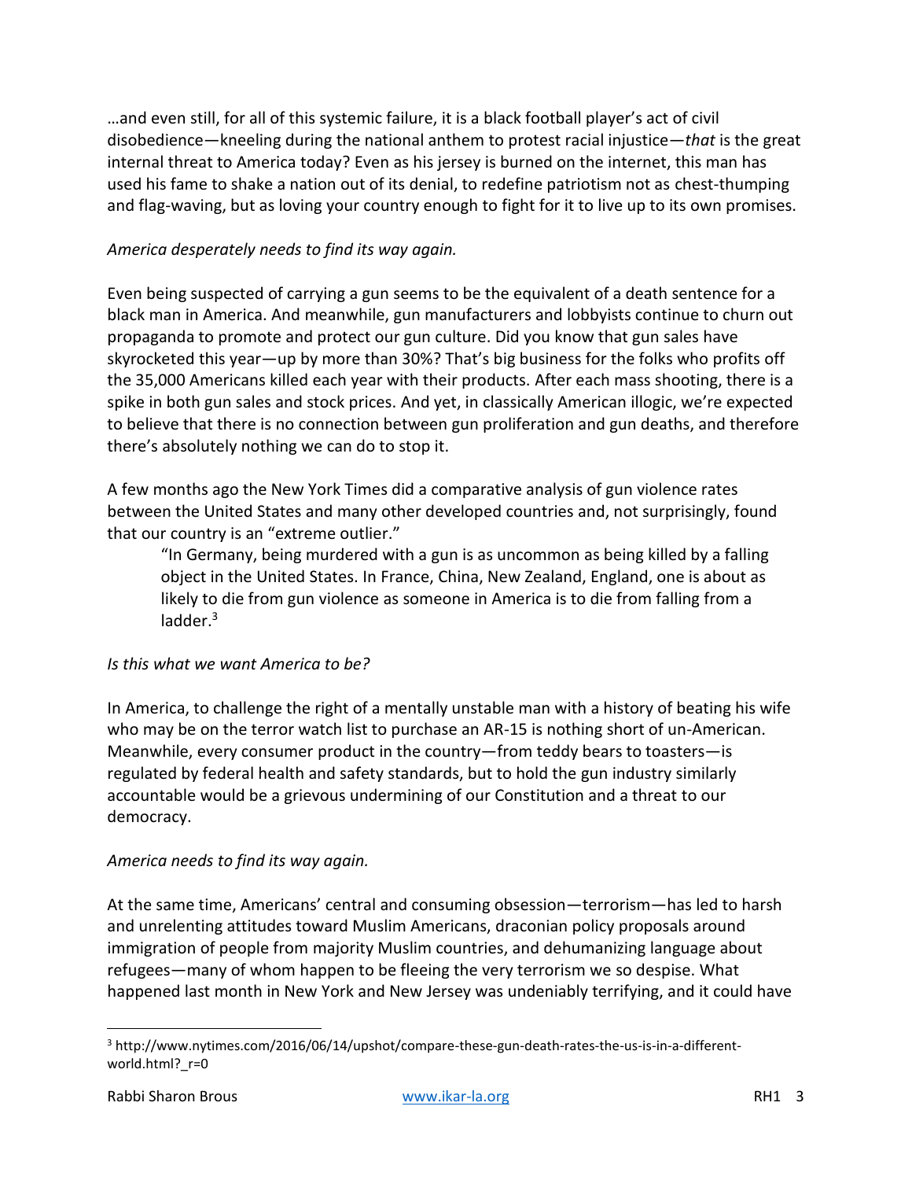…and even still, for all of this systemic failure, it is a black football player's act of civil disobedience—kneeling during the national anthem to protest racial injustice—*that* is the great internal threat to America today? Even as his jersey is burned on the internet, this man has used his fame to shake a nation out of its denial, to redefine patriotism not as chest-thumping and flag-waving, but as loving your country enough to fight for it to live up to its own promises.

*America desperately needs to find its way again.*

Even being suspected of carrying a gun seems to be the equivalent of a death sentence for a black man in America. And meanwhile, gun manufacturers and lobbyists continue to churn out propaganda to promote and protect our gun culture. Did you know that gun sales have skyrocketed this year—up by more than 30%? That's big business for the folks who profits off the 35,000 Americans killed each year with their products. After each mass shooting, there is a spike in both gun sales and stock prices. And yet, in classically American illogic, we're expected to believe that there is no connection between gun proliferation and gun deaths, and therefore there's absolutely nothing we can do to stop it.

A few months ago the New York Times did a comparative analysis of gun violence rates between the United States and many other developed countries and, not surprisingly, found that our country is an "extreme outlier."

> "In Germany, being murdered with a gun is as uncommon as being killed by a falling object in the United States. In France, China, New Zealand, England, one is about as likely to die from gun violence as someone in America is to die from falling from a ladder.[3]

*Is this what we want America to be?*

In America, to challenge the right of a mentally unstable man with a history of beating his wife who may be on the terror watch list to purchase an AR-15 is nothing short of un-American. Meanwhile, every consumer product in the country—from teddy bears to toasters—is regulated by federal health and safety standards, but to hold the gun industry similarly accountable would be a grievous undermining of our Constitution and a threat to our democracy.

*America needs to find its way again.*

At the same time, Americans' central and consuming obsession—terrorism—has led to harsh and unrelenting attitudes toward Muslim Americans, draconian policy proposals around immigration of people from majority Muslim countries, and dehumanizing language about refugees—many of whom happen to be fleeing the very terrorism we so despise. What happened last month in New York and New Jersey was undeniably terrifying, and it could have

---

[3] http://www.nytimes.com/2016/06/14/upshot/compare-these-gun-death-rates-the-us-is-in-a-different-world.html?_r=0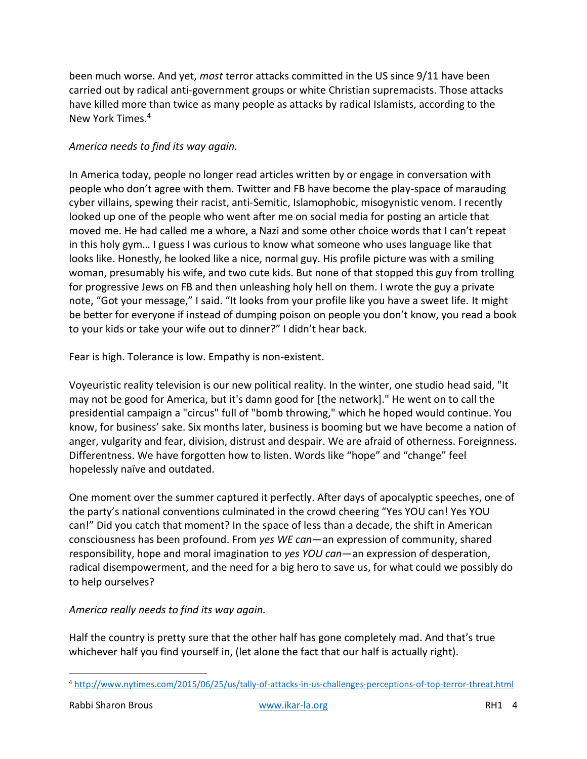been much worse. And yet, *most* terror attacks committed in the US since 9/11 have been carried out by radical anti-government groups or white Christian supremacists. Those attacks have killed more than twice as many people as attacks by radical Islamists, according to the New York Times.[4]

*America needs to find its way again.*

In America today, people no longer read articles written by or engage in conversation with people who don't agree with them. Twitter and FB have become the play-space of marauding cyber villains, spewing their racist, anti-Semitic, Islamophobic, misogynistic venom. I recently looked up one of the people who went after me on social media for posting an article that moved me. He had called me a whore, a Nazi and some other choice words that I can't repeat in this holy gym… I guess I was curious to know what someone who uses language like that looks like. Honestly, he looked like a nice, normal guy. His profile picture was with a smiling woman, presumably his wife, and two cute kids. But none of that stopped this guy from trolling for progressive Jews on FB and then unleashing holy hell on them. I wrote the guy a private note, "Got your message," I said. "It looks from your profile like you have a sweet life. It might be better for everyone if instead of dumping poison on people you don't know, you read a book to your kids or take your wife out to dinner?" I didn't hear back.

Fear is high. Tolerance is low. Empathy is non-existent.

Voyeuristic reality television is our new political reality. In the winter, one studio head said, "It may not be good for America, but it's damn good for [the network]." He went on to call the presidential campaign a "circus" full of "bomb throwing," which he hoped would continue. You know, for business' sake. Six months later, business is booming but we have become a nation of anger, vulgarity and fear, division, distrust and despair. We are afraid of otherness. Foreignness. Differentness. We have forgotten how to listen. Words like "hope" and "change" feel hopelessly naïve and outdated.

One moment over the summer captured it perfectly. After days of apocalyptic speeches, one of the party's national conventions culminated in the crowd cheering "Yes YOU can! Yes YOU can!" Did you catch that moment? In the space of less than a decade, the shift in American consciousness has been profound. From *yes WE can*—an expression of community, shared responsibility, hope and moral imagination to *yes YOU can*—an expression of desperation, radical disempowerment, and the need for a big hero to save us, for what could we possibly do to help ourselves?

*America really needs to find its way again.*

Half the country is pretty sure that the other half has gone completely mad. And that's true whichever half you find yourself in, (let alone the fact that our half is actually right).

---

[4] http://www.nytimes.com/2015/06/25/us/tally-of-attacks-in-us-challenges-perceptions-of-top-terror-threat.html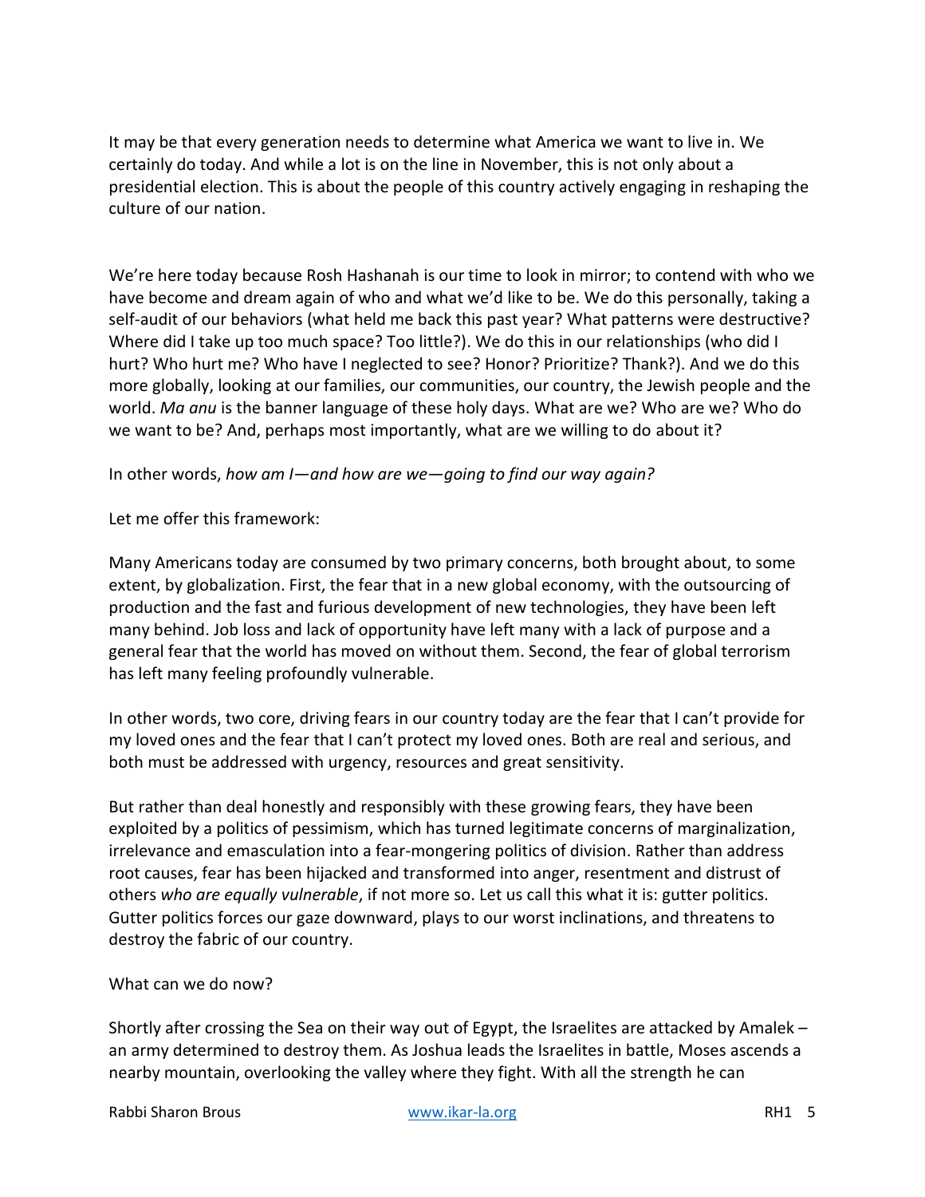It may be that every generation needs to determine what America we want to live in. We certainly do today. And while a lot is on the line in November, this is not only about a presidential election. This is about the people of this country actively engaging in reshaping the culture of our nation.

We're here today because Rosh Hashanah is our time to look in mirror; to contend with who we have become and dream again of who and what we'd like to be. We do this personally, taking a self-audit of our behaviors (what held me back this past year? What patterns were destructive? Where did I take up too much space? Too little?). We do this in our relationships (who did I hurt? Who hurt me? Who have I neglected to see? Honor? Prioritize? Thank?). And we do this more globally, looking at our families, our communities, our country, the Jewish people and the world. *Ma anu* is the banner language of these holy days. What are we? Who are we? Who do we want to be? And, perhaps most importantly, what are we willing to do about it?

In other words, *how am I—and how are we—going to find our way again?*

Let me offer this framework:

Many Americans today are consumed by two primary concerns, both brought about, to some extent, by globalization. First, the fear that in a new global economy, with the outsourcing of production and the fast and furious development of new technologies, they have been left many behind. Job loss and lack of opportunity have left many with a lack of purpose and a general fear that the world has moved on without them. Second, the fear of global terrorism has left many feeling profoundly vulnerable.

In other words, two core, driving fears in our country today are the fear that I can't provide for my loved ones and the fear that I can't protect my loved ones. Both are real and serious, and both must be addressed with urgency, resources and great sensitivity.

But rather than deal honestly and responsibly with these growing fears, they have been exploited by a politics of pessimism, which has turned legitimate concerns of marginalization, irrelevance and emasculation into a fear-mongering politics of division. Rather than address root causes, fear has been hijacked and transformed into anger, resentment and distrust of others *who are equally vulnerable*, if not more so. Let us call this what it is: gutter politics. Gutter politics forces our gaze downward, plays to our worst inclinations, and threatens to destroy the fabric of our country.

What can we do now?

Shortly after crossing the Sea on their way out of Egypt, the Israelites are attacked by Amalek – an army determined to destroy them. As Joshua leads the Israelites in battle, Moses ascends a nearby mountain, overlooking the valley where they fight. With all the strength he can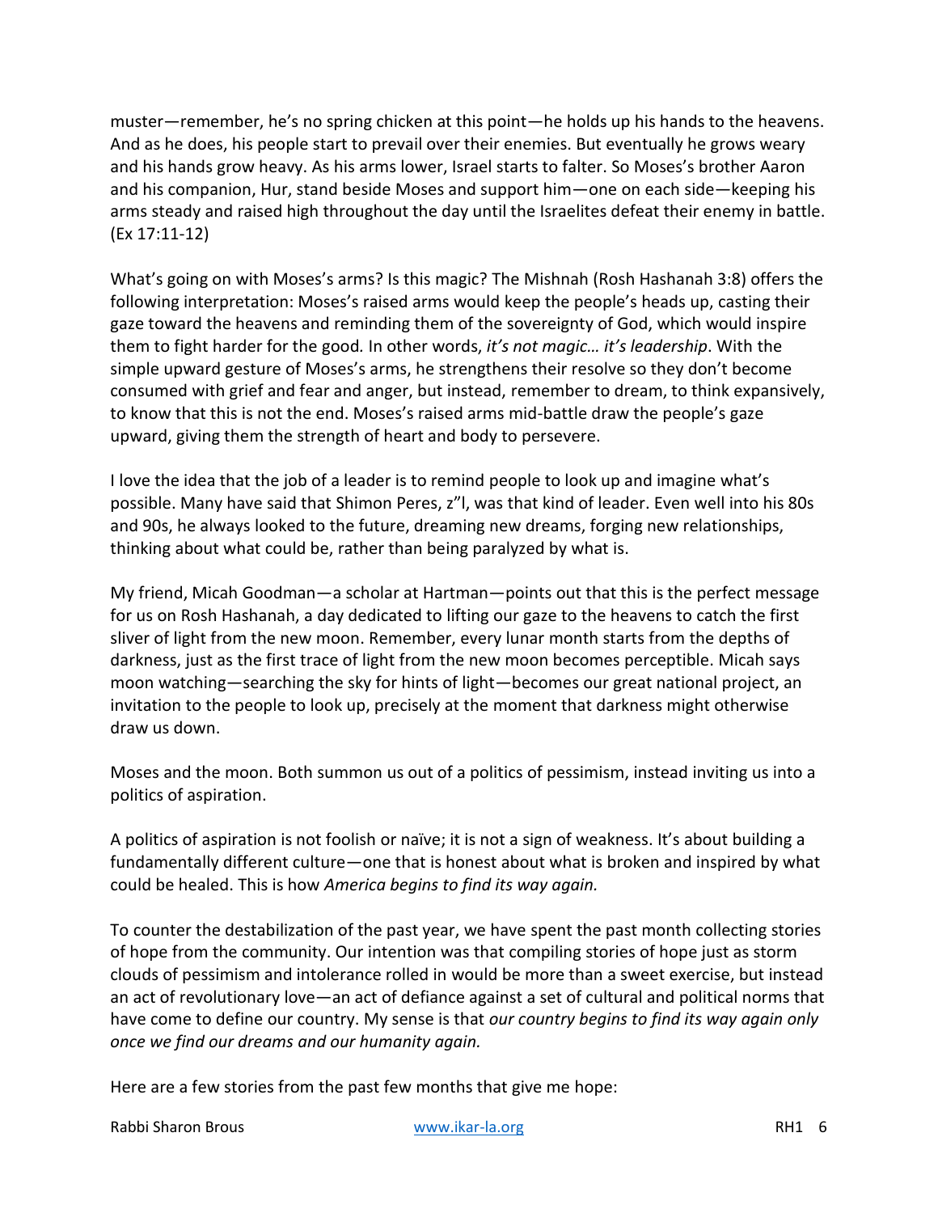muster—remember, he's no spring chicken at this point—he holds up his hands to the heavens. And as he does, his people start to prevail over their enemies. But eventually he grows weary and his hands grow heavy. As his arms lower, Israel starts to falter. So Moses's brother Aaron and his companion, Hur, stand beside Moses and support him—one on each side—keeping his arms steady and raised high throughout the day until the Israelites defeat their enemy in battle. (Ex 17:11-12)

What's going on with Moses's arms? Is this magic? The Mishnah (Rosh Hashanah 3:8) offers the following interpretation: Moses's raised arms would keep the people's heads up, casting their gaze toward the heavens and reminding them of the sovereignty of God, which would inspire them to fight harder for the good. In other words, *it's not magic… it's leadership*. With the simple upward gesture of Moses's arms, he strengthens their resolve so they don't become consumed with grief and fear and anger, but instead, remember to dream, to think expansively, to know that this is not the end. Moses's raised arms mid-battle draw the people's gaze upward, giving them the strength of heart and body to persevere.

I love the idea that the job of a leader is to remind people to look up and imagine what's possible. Many have said that Shimon Peres, z"l, was that kind of leader. Even well into his 80s and 90s, he always looked to the future, dreaming new dreams, forging new relationships, thinking about what could be, rather than being paralyzed by what is.

My friend, Micah Goodman—a scholar at Hartman—points out that this is the perfect message for us on Rosh Hashanah, a day dedicated to lifting our gaze to the heavens to catch the first sliver of light from the new moon. Remember, every lunar month starts from the depths of darkness, just as the first trace of light from the new moon becomes perceptible. Micah says moon watching—searching the sky for hints of light—becomes our great national project, an invitation to the people to look up, precisely at the moment that darkness might otherwise draw us down.

Moses and the moon. Both summon us out of a politics of pessimism, instead inviting us into a politics of aspiration.

A politics of aspiration is not foolish or naïve; it is not a sign of weakness. It's about building a fundamentally different culture—one that is honest about what is broken and inspired by what could be healed. This is how *America begins to find its way again.*

To counter the destabilization of the past year, we have spent the past month collecting stories of hope from the community. Our intention was that compiling stories of hope just as storm clouds of pessimism and intolerance rolled in would be more than a sweet exercise, but instead an act of revolutionary love—an act of defiance against a set of cultural and political norms that have come to define our country. My sense is that *our country begins to find its way again only once we find our dreams and our humanity again.*

Here are a few stories from the past few months that give me hope: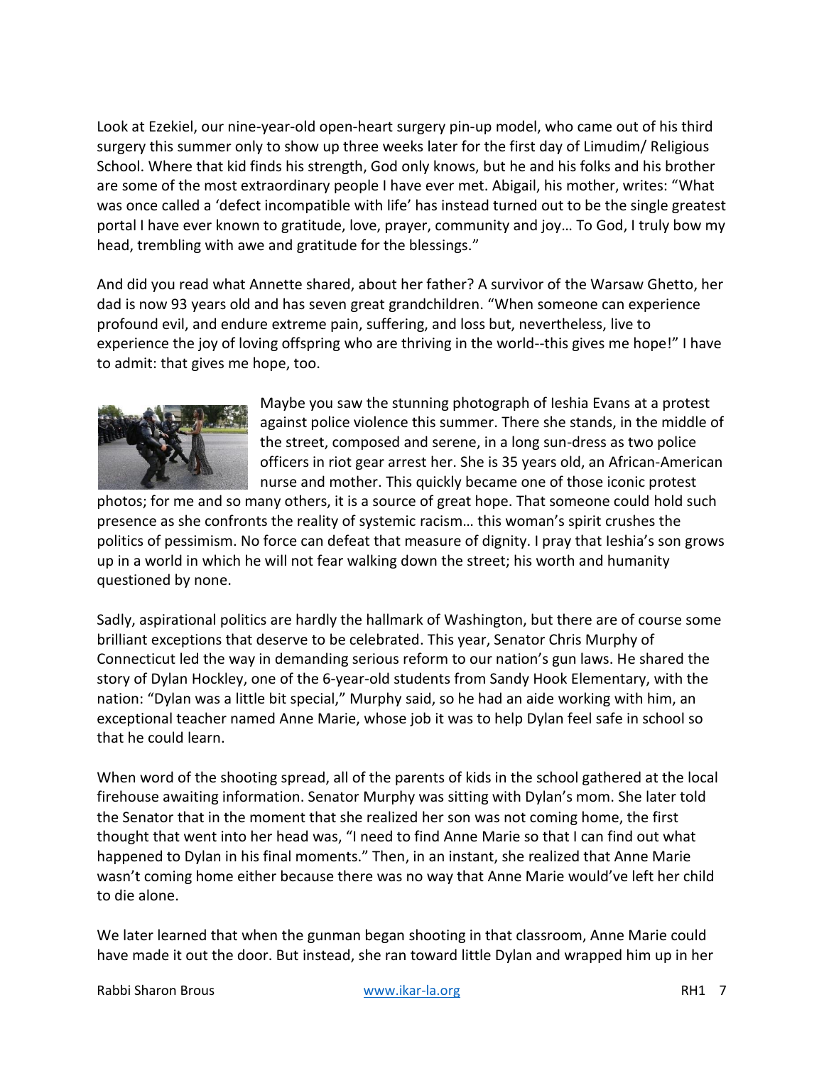Look at Ezekiel, our nine-year-old open-heart surgery pin-up model, who came out of his third surgery this summer only to show up three weeks later for the first day of Limudim/ Religious School. Where that kid finds his strength, God only knows, but he and his folks and his brother are some of the most extraordinary people I have ever met. Abigail, his mother, writes: "What was once called a 'defect incompatible with life' has instead turned out to be the single greatest portal I have ever known to gratitude, love, prayer, community and joy… To God, I truly bow my head, trembling with awe and gratitude for the blessings."

And did you read what Annette shared, about her father? A survivor of the Warsaw Ghetto, her dad is now 93 years old and has seven great grandchildren. "When someone can experience profound evil, and endure extreme pain, suffering, and loss but, nevertheless, live to experience the joy of loving offspring who are thriving in the world--this gives me hope!" I have to admit: that gives me hope, too.

Maybe you saw the stunning photograph of Ieshia Evans at a protest against police violence this summer. There she stands, in the middle of the street, composed and serene, in a long sun-dress as two police officers in riot gear arrest her. She is 35 years old, an African-American nurse and mother. This quickly became one of those iconic protest photos; for me and so many others, it is a source of great hope. That someone could hold such presence as she confronts the reality of systemic racism… this woman's spirit crushes the politics of pessimism. No force can defeat that measure of dignity. I pray that Ieshia's son grows up in a world in which he will not fear walking down the street; his worth and humanity questioned by none.

Sadly, aspirational politics are hardly the hallmark of Washington, but there are of course some brilliant exceptions that deserve to be celebrated. This year, Senator Chris Murphy of Connecticut led the way in demanding serious reform to our nation's gun laws. He shared the story of Dylan Hockley, one of the 6-year-old students from Sandy Hook Elementary, with the nation: "Dylan was a little bit special," Murphy said, so he had an aide working with him, an exceptional teacher named Anne Marie, whose job it was to help Dylan feel safe in school so that he could learn.

When word of the shooting spread, all of the parents of kids in the school gathered at the local firehouse awaiting information. Senator Murphy was sitting with Dylan's mom. She later told the Senator that in the moment that she realized her son was not coming home, the first thought that went into her head was, "I need to find Anne Marie so that I can find out what happened to Dylan in his final moments." Then, in an instant, she realized that Anne Marie wasn't coming home either because there was no way that Anne Marie would've left her child to die alone.

We later learned that when the gunman began shooting in that classroom, Anne Marie could have made it out the door. But instead, she ran toward little Dylan and wrapped him up in her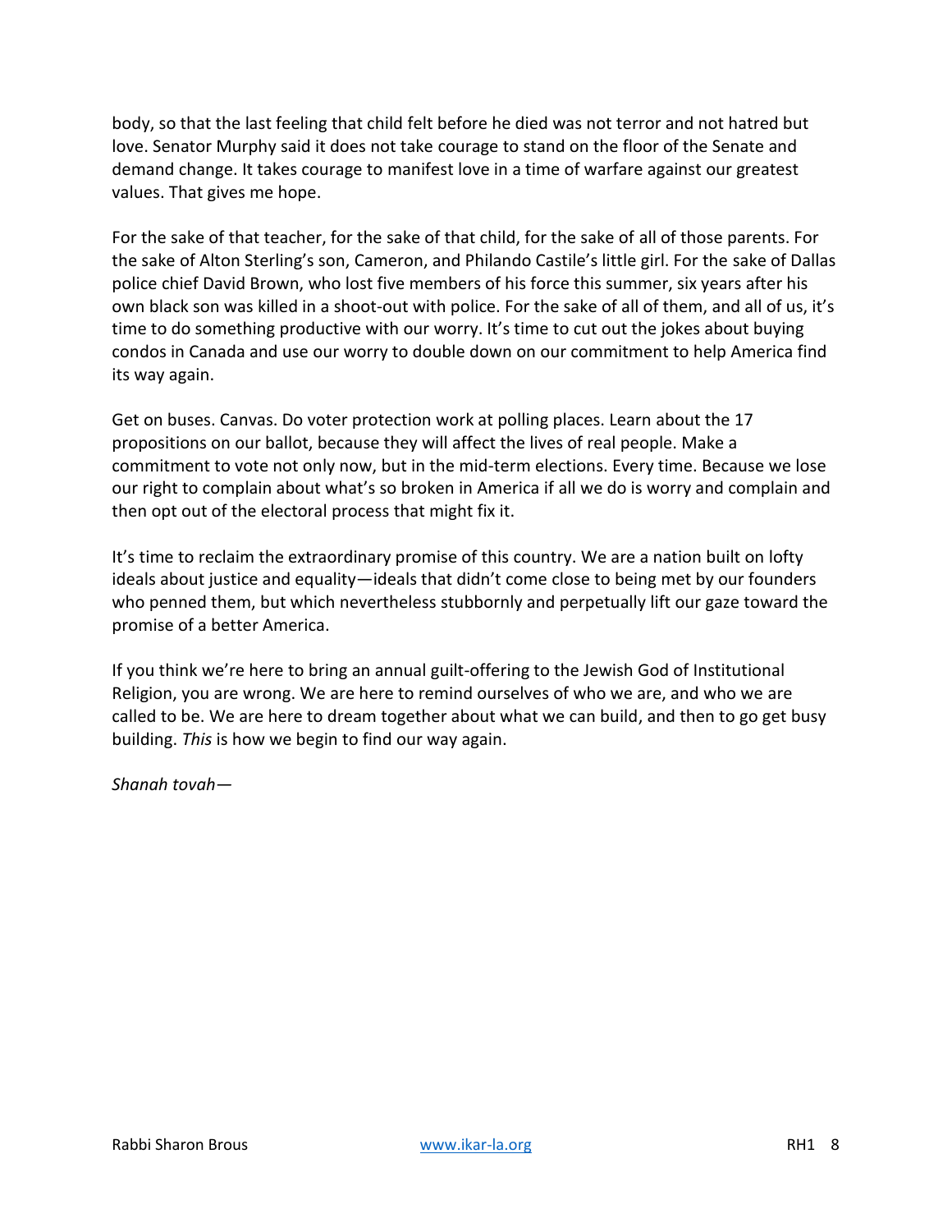body, so that the last feeling that child felt before he died was not terror and not hatred but love. Senator Murphy said it does not take courage to stand on the floor of the Senate and demand change. It takes courage to manifest love in a time of warfare against our greatest values. That gives me hope.

For the sake of that teacher, for the sake of that child, for the sake of all of those parents. For the sake of Alton Sterling's son, Cameron, and Philando Castile's little girl. For the sake of Dallas police chief David Brown, who lost five members of his force this summer, six years after his own black son was killed in a shoot-out with police. For the sake of all of them, and all of us, it's time to do something productive with our worry. It's time to cut out the jokes about buying condos in Canada and use our worry to double down on our commitment to help America find its way again.

Get on buses. Canvas. Do voter protection work at polling places. Learn about the 17 propositions on our ballot, because they will affect the lives of real people. Make a commitment to vote not only now, but in the mid-term elections. Every time. Because we lose our right to complain about what's so broken in America if all we do is worry and complain and then opt out of the electoral process that might fix it.

It's time to reclaim the extraordinary promise of this country. We are a nation built on lofty ideals about justice and equality—ideals that didn't come close to being met by our founders who penned them, but which nevertheless stubbornly and perpetually lift our gaze toward the promise of a better America.

If you think we're here to bring an annual guilt-offering to the Jewish God of Institutional Religion, you are wrong. We are here to remind ourselves of who we are, and who we are called to be. We are here to dream together about what we can build, and then to go get busy building. *This* is how we begin to find our way again.

*Shanah tovah—*